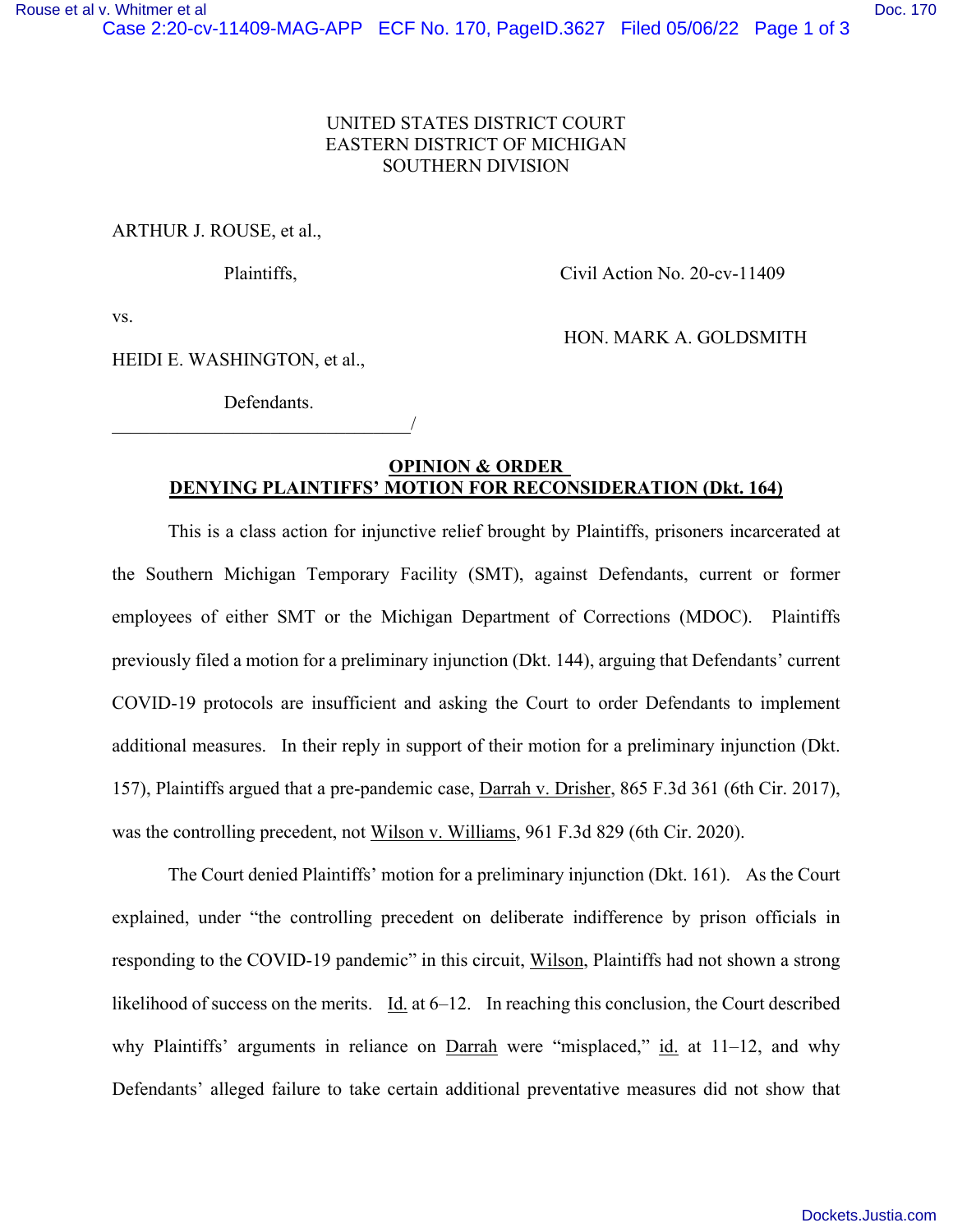UNITED STATES DISTRICT COURT
EASTERN DISTRICT OF MICHIGAN
SOUTHERN DIVISION

ARTHUR J. ROUSE, et al.,

Plaintiffs,

Civil Action No. 20-cv-11409

vs.

HON. MARK A. GOLDSMITH

HEIDI E. WASHINGTON, et al.,

Defendants.

________________________________/

**OPINION & ORDER**
**DENYING PLAINTIFFS' MOTION FOR RECONSIDERATION (Dkt. 164)**

This is a class action for injunctive relief brought by Plaintiffs, prisoners incarcerated at the Southern Michigan Temporary Facility (SMT), against Defendants, current or former employees of either SMT or the Michigan Department of Corrections (MDOC). Plaintiffs previously filed a motion for a preliminary injunction (Dkt. 144), arguing that Defendants' current COVID-19 protocols are insufficient and asking the Court to order Defendants to implement additional measures. In their reply in support of their motion for a preliminary injunction (Dkt. 157), Plaintiffs argued that a pre-pandemic case, Darrah v. Drisher, 865 F.3d 361 (6th Cir. 2017), was the controlling precedent, not Wilson v. Williams, 961 F.3d 829 (6th Cir. 2020).

The Court denied Plaintiffs' motion for a preliminary injunction (Dkt. 161). As the Court explained, under "the controlling precedent on deliberate indifference by prison officials in responding to the COVID-19 pandemic" in this circuit, Wilson, Plaintiffs had not shown a strong likelihood of success on the merits. Id. at 6–12. In reaching this conclusion, the Court described why Plaintiffs' arguments in reliance on Darrah were "misplaced," id. at 11–12, and why Defendants' alleged failure to take certain additional preventative measures did not show that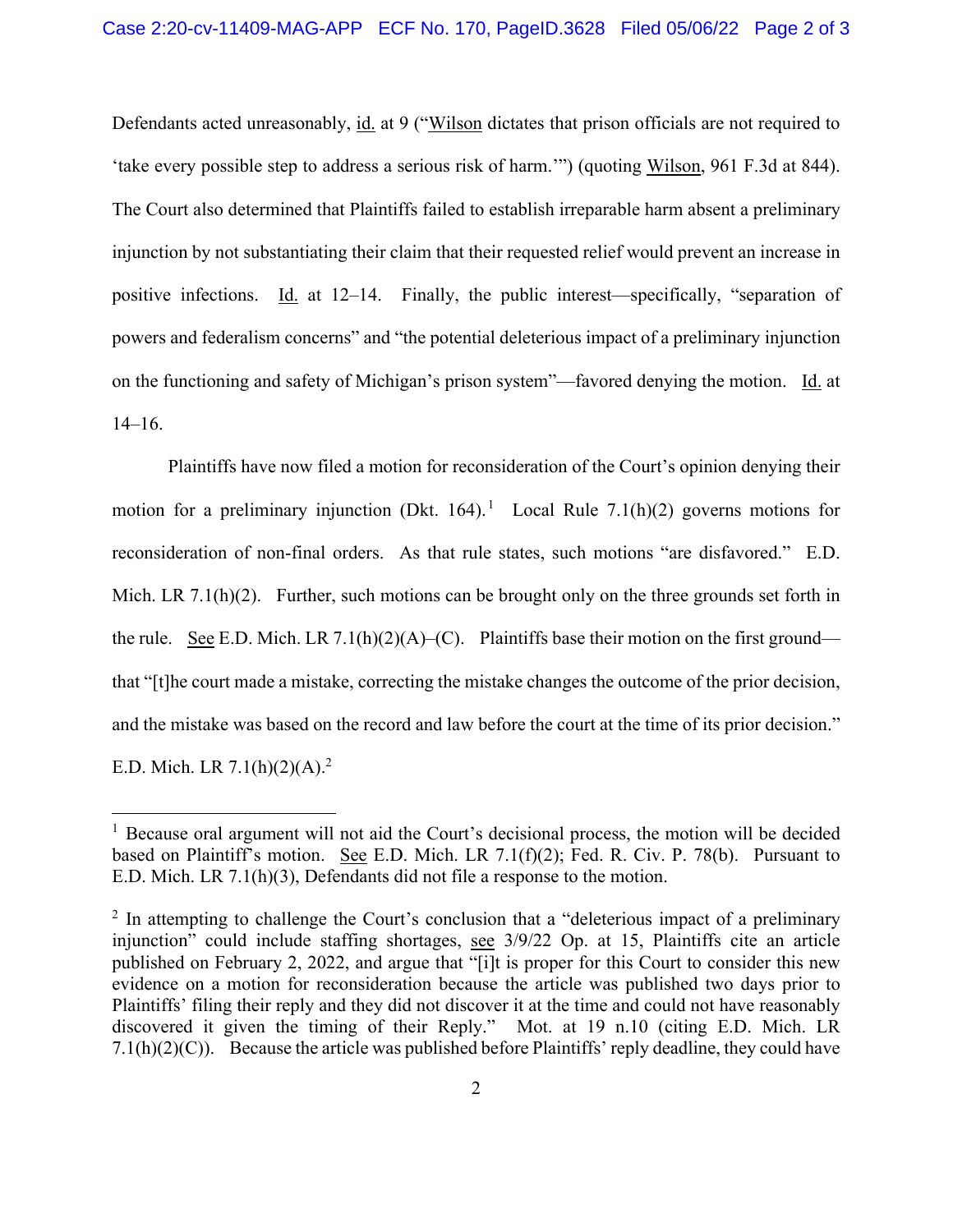Defendants acted unreasonably, id. at 9 ("Wilson dictates that prison officials are not required to 'take every possible step to address a serious risk of harm.'") (quoting Wilson, 961 F.3d at 844). The Court also determined that Plaintiffs failed to establish irreparable harm absent a preliminary injunction by not substantiating their claim that their requested relief would prevent an increase in positive infections. Id. at 12–14. Finally, the public interest—specifically, "separation of powers and federalism concerns" and "the potential deleterious impact of a preliminary injunction on the functioning and safety of Michigan's prison system"—favored denying the motion. Id. at 14–16.

Plaintiffs have now filed a motion for reconsideration of the Court's opinion denying their motion for a preliminary injunction (Dkt. 164).[1] Local Rule 7.1(h)(2) governs motions for reconsideration of non-final orders. As that rule states, such motions "are disfavored." E.D. Mich. LR 7.1(h)(2). Further, such motions can be brought only on the three grounds set forth in the rule. See E.D. Mich. LR 7.1(h)(2)(A)–(C). Plaintiffs base their motion on the first ground—that "[t]he court made a mistake, correcting the mistake changes the outcome of the prior decision, and the mistake was based on the record and law before the court at the time of its prior decision." E.D. Mich. LR 7.1(h)(2)(A).[2]

---

[1] Because oral argument will not aid the Court's decisional process, the motion will be decided based on Plaintiff's motion. See E.D. Mich. LR 7.1(f)(2); Fed. R. Civ. P. 78(b). Pursuant to E.D. Mich. LR 7.1(h)(3), Defendants did not file a response to the motion.

[2] In attempting to challenge the Court's conclusion that a "deleterious impact of a preliminary injunction" could include staffing shortages, see 3/9/22 Op. at 15, Plaintiffs cite an article published on February 2, 2022, and argue that "[i]t is proper for this Court to consider this new evidence on a motion for reconsideration because the article was published two days prior to Plaintiffs' filing their reply and they did not discover it at the time and could not have reasonably discovered it given the timing of their Reply." Mot. at 19 n.10 (citing E.D. Mich. LR 7.1(h)(2)(C)). Because the article was published before Plaintiffs' reply deadline, they could have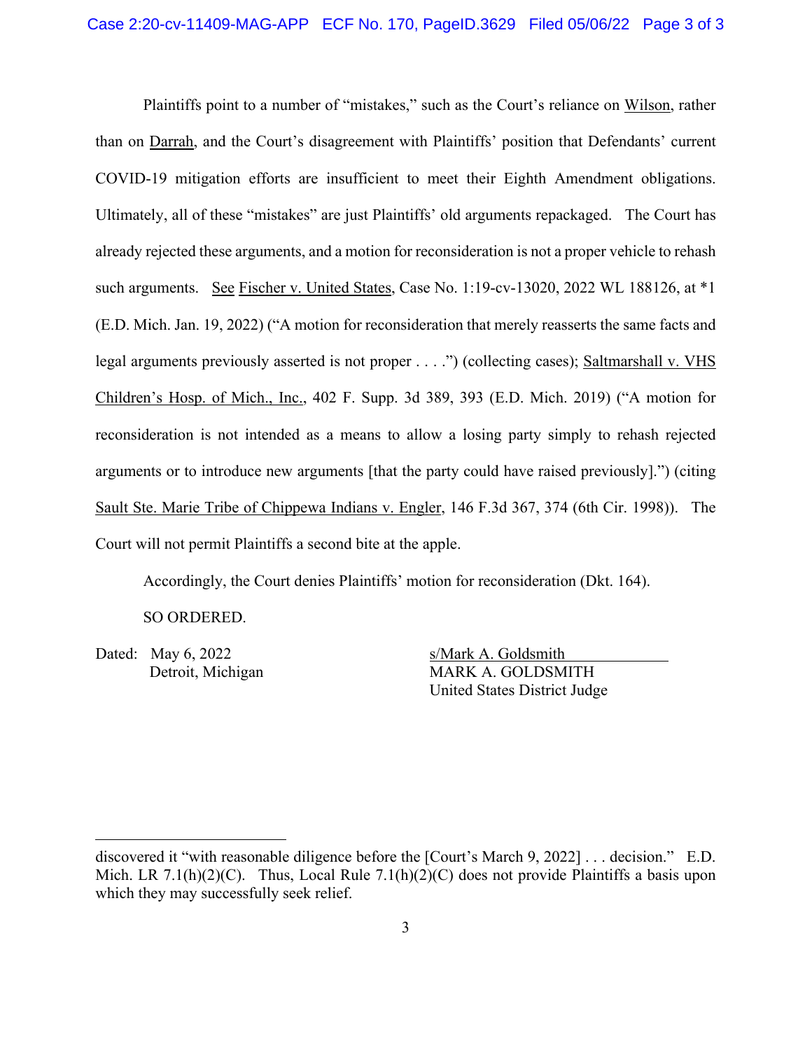Plaintiffs point to a number of "mistakes," such as the Court's reliance on Wilson, rather than on Darrah, and the Court's disagreement with Plaintiffs' position that Defendants' current COVID-19 mitigation efforts are insufficient to meet their Eighth Amendment obligations. Ultimately, all of these "mistakes" are just Plaintiffs' old arguments repackaged. The Court has already rejected these arguments, and a motion for reconsideration is not a proper vehicle to rehash such arguments. See Fischer v. United States, Case No. 1:19-cv-13020, 2022 WL 188126, at *1 (E.D. Mich. Jan. 19, 2022) ("A motion for reconsideration that merely reasserts the same facts and legal arguments previously asserted is not proper . . . .") (collecting cases); Saltmarshall v. VHS Children's Hosp. of Mich., Inc., 402 F. Supp. 3d 389, 393 (E.D. Mich. 2019) ("A motion for reconsideration is not intended as a means to allow a losing party simply to rehash rejected arguments or to introduce new arguments [that the party could have raised previously].") (citing Sault Ste. Marie Tribe of Chippewa Indians v. Engler, 146 F.3d 367, 374 (6th Cir. 1998)). The Court will not permit Plaintiffs a second bite at the apple.

Accordingly, the Court denies Plaintiffs' motion for reconsideration (Dkt. 164).

SO ORDERED.

Dated: May 6, 2022
Detroit, Michigan

s/Mark A. Goldsmith
MARK A. GOLDSMITH
United States District Judge

---

discovered it "with reasonable diligence before the [Court's March 9, 2022] . . . decision." E.D. Mich. LR 7.1(h)(2)(C). Thus, Local Rule 7.1(h)(2)(C) does not provide Plaintiffs a basis upon which they may successfully seek relief.